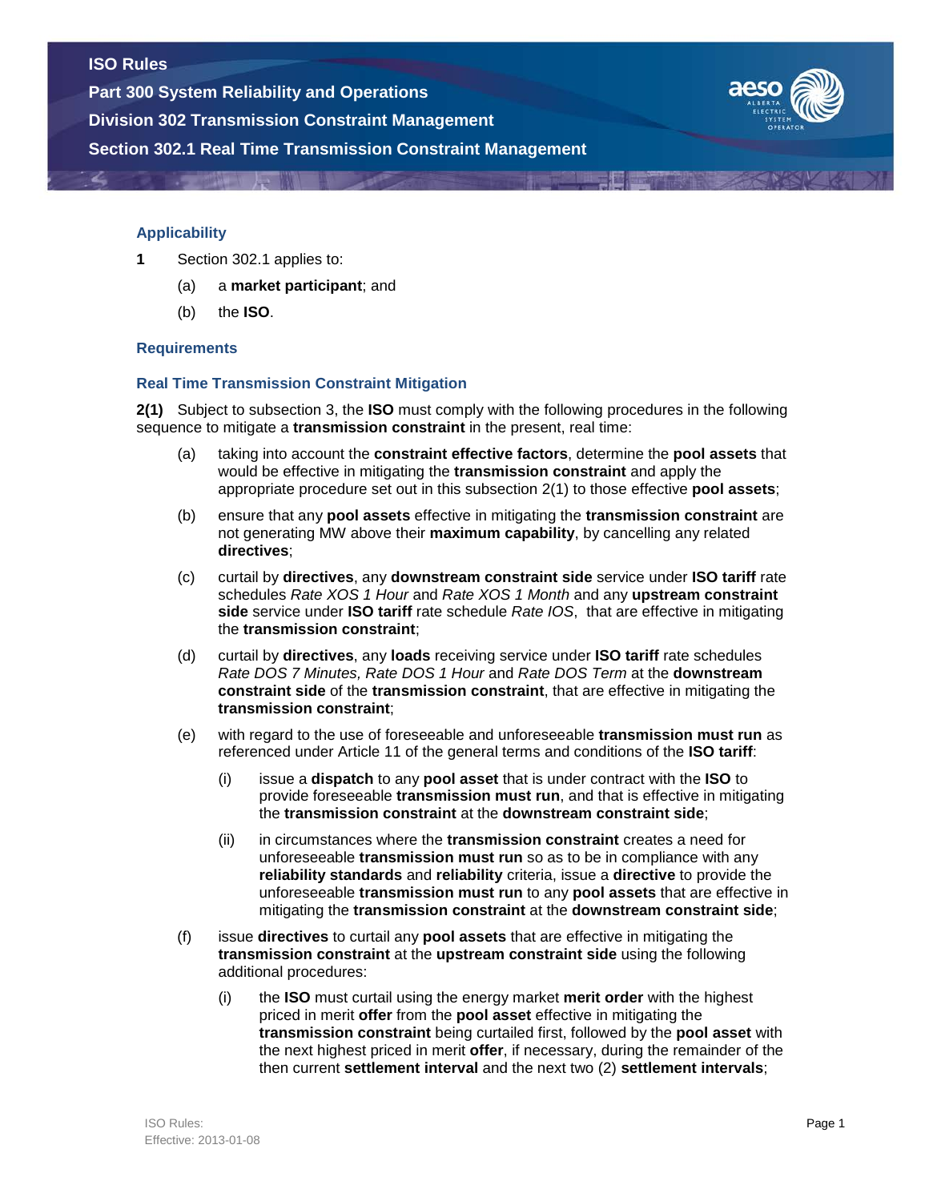ISO Rules

Part 300 System Reliability and Operations

Division 302 Transmission Constraint Management

# Section 302.1 Real Time Transmission Constraint Management

## Applicability

**1** Section 302.1 applies to:

(a) a **market participant**; and

(b) the **ISO**.

## Requirements

### Real Time Transmission Constraint Mitigation

**2(1)** Subject to subsection 3, the **ISO** must comply with the following procedures in the following sequence to mitigate a **transmission constraint** in the present, real time:

(a) taking into account the **constraint effective factors**, determine the **pool assets** that would be effective in mitigating the **transmission constraint** and apply the appropriate procedure set out in this subsection 2(1) to those effective **pool assets**;

(b) ensure that any **pool assets** effective in mitigating the **transmission constraint** are not generating MW above their **maximum capability**, by cancelling any related **directives**;

(c) curtail by **directives**, any **downstream constraint side** service under **ISO tariff** rate schedules *Rate XOS 1 Hour* and *Rate XOS 1 Month* and any **upstream constraint side** service under **ISO tariff** rate schedule *Rate IOS*, that are effective in mitigating the **transmission constraint**;

(d) curtail by **directives**, any **loads** receiving service under **ISO tariff** rate schedules *Rate DOS 7 Minutes, Rate DOS 1 Hour* and *Rate DOS Term* at the **downstream constraint side** of the **transmission constraint**, that are effective in mitigating the **transmission constraint**;

(e) with regard to the use of foreseeable and unforeseeable **transmission must run** as referenced under Article 11 of the general terms and conditions of the **ISO tariff**:

  (i) issue a **dispatch** to any **pool asset** that is under contract with the **ISO** to provide foreseeable **transmission must run**, and that is effective in mitigating the **transmission constraint** at the **downstream constraint side**;

  (ii) in circumstances where the **transmission constraint** creates a need for unforeseeable **transmission must run** so as to be in compliance with any **reliability standards** and **reliability** criteria, issue a **directive** to provide the unforeseeable **transmission must run** to any **pool assets** that are effective in mitigating the **transmission constraint** at the **downstream constraint side**;

(f) issue **directives** to curtail any **pool assets** that are effective in mitigating the **transmission constraint** at the **upstream constraint side** using the following additional procedures:

  (i) the **ISO** must curtail using the energy market **merit order** with the highest priced in merit **offer** from the **pool asset** effective in mitigating the **transmission constraint** being curtailed first, followed by the **pool asset** with the next highest priced in merit **offer**, if necessary, during the remainder of the then current **settlement interval** and the next two (2) **settlement intervals**;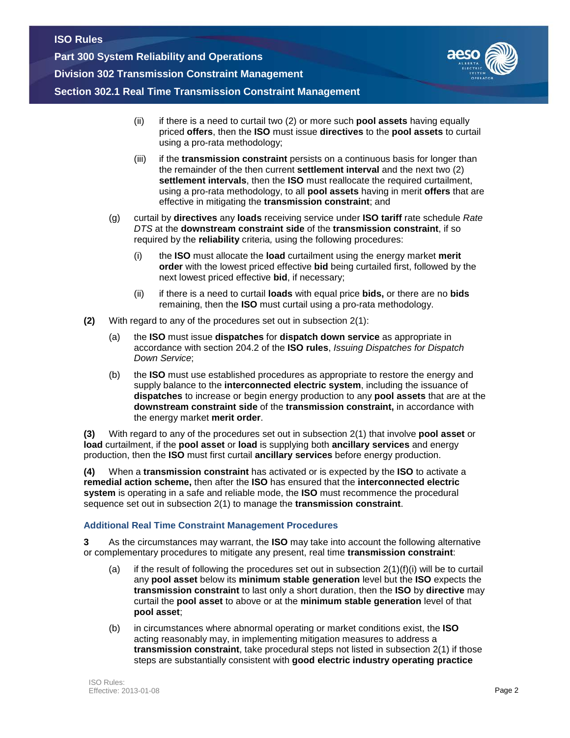(ii) if there is a need to curtail two (2) or more such **pool assets** having equally priced **offers**, then the **ISO** must issue **directives** to the **pool assets** to curtail using a pro-rata methodology;

(iii) if the **transmission constraint** persists on a continuous basis for longer than the remainder of the then current **settlement interval** and the next two (2) **settlement intervals**, then the **ISO** must reallocate the required curtailment, using a pro-rata methodology, to all **pool assets** having in merit **offers** that are effective in mitigating the **transmission constraint**; and

(g) curtail by **directives** any **loads** receiving service under **ISO tariff** rate schedule *Rate DTS* at the **downstream constraint side** of the **transmission constraint**, if so required by the **reliability** criteria*,* using the following procedures:

(i) the **ISO** must allocate the **load** curtailment using the energy market **merit order** with the lowest priced effective **bid** being curtailed first, followed by the next lowest priced effective **bid**, if necessary;

(ii) if there is a need to curtail **loads** with equal price **bids,** or there are no **bids** remaining, then the **ISO** must curtail using a pro-rata methodology.

**(2)** With regard to any of the procedures set out in subsection 2(1):

(a) the **ISO** must issue **dispatches** for **dispatch down service** as appropriate in accordance with section 204.2 of the **ISO rules**, *Issuing Dispatches for Dispatch Down Service*;

(b) the **ISO** must use established procedures as appropriate to restore the energy and supply balance to the **interconnected electric system**, including the issuance of **dispatches** to increase or begin energy production to any **pool assets** that are at the **downstream constraint side** of the **transmission constraint,** in accordance with the energy market **merit order**.

**(3)** With regard to any of the procedures set out in subsection 2(1) that involve **pool asset** or **load** curtailment, if the **pool asset** or **load** is supplying both **ancillary services** and energy production, then the **ISO** must first curtail **ancillary services** before energy production.

**(4)** When a **transmission constraint** has activated or is expected by the **ISO** to activate a **remedial action scheme,** then after the **ISO** has ensured that the **interconnected electric system** is operating in a safe and reliable mode, the **ISO** must recommence the procedural sequence set out in subsection 2(1) to manage the **transmission constraint**.

### Additional Real Time Constraint Management Procedures

**3** As the circumstances may warrant, the **ISO** may take into account the following alternative or complementary procedures to mitigate any present, real time **transmission constraint**:

(a) if the result of following the procedures set out in subsection 2(1)(f)(i) will be to curtail any **pool asset** below its **minimum stable generation** level but the **ISO** expects the **transmission constraint** to last only a short duration, then the **ISO** by **directive** may curtail the **pool asset** to above or at the **minimum stable generation** level of that **pool asset**;

(b) in circumstances where abnormal operating or market conditions exist, the **ISO** acting reasonably may, in implementing mitigation measures to address a **transmission constraint**, take procedural steps not listed in subsection 2(1) if those steps are substantially consistent with **good electric industry operating practice**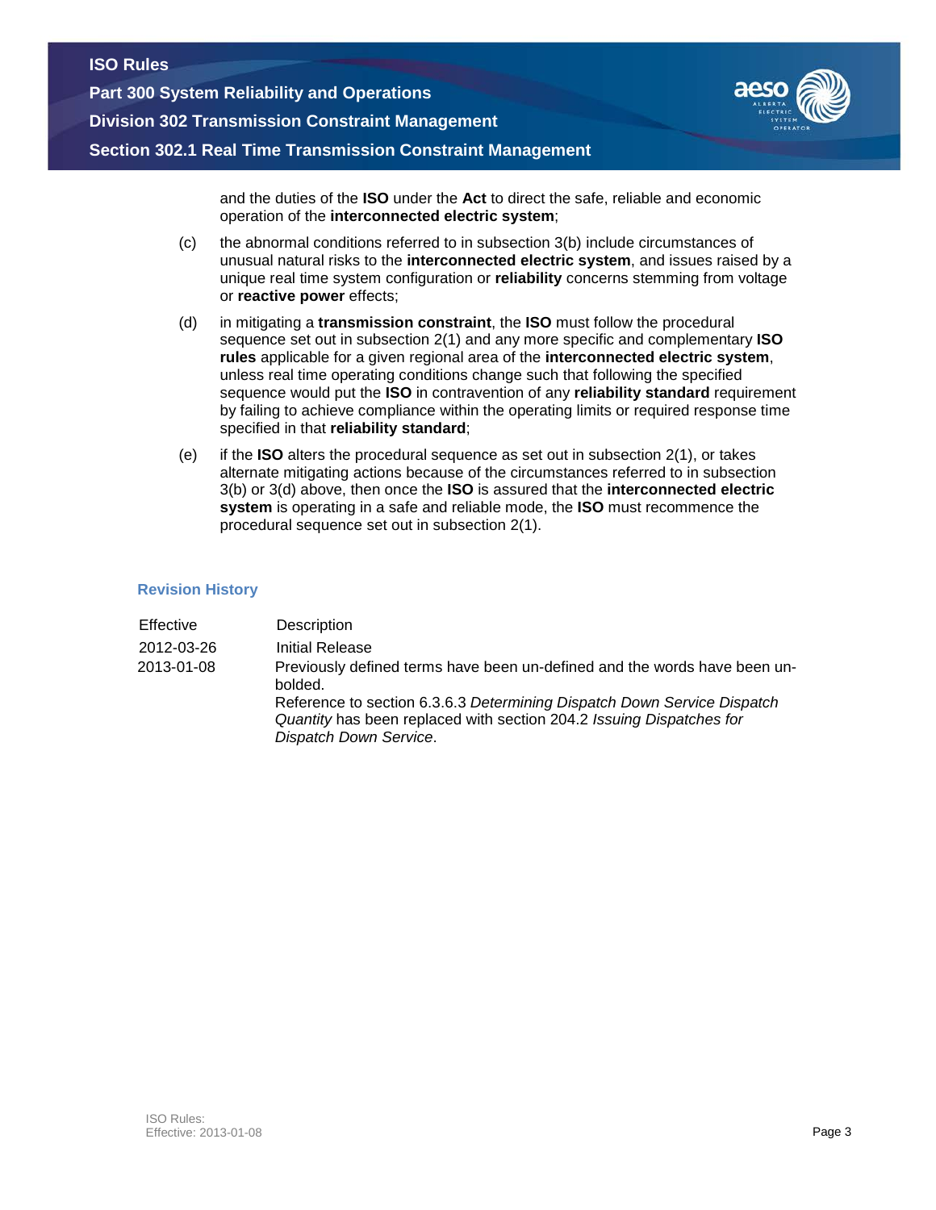and the duties of the **ISO** under the **Act** to direct the safe, reliable and economic operation of the **interconnected electric system**;

(c) the abnormal conditions referred to in subsection 3(b) include circumstances of unusual natural risks to the **interconnected electric system**, and issues raised by a unique real time system configuration or **reliability** concerns stemming from voltage or **reactive power** effects;

(d) in mitigating a **transmission constraint**, the **ISO** must follow the procedural sequence set out in subsection 2(1) and any more specific and complementary **ISO rules** applicable for a given regional area of the **interconnected electric system**, unless real time operating conditions change such that following the specified sequence would put the **ISO** in contravention of any **reliability standard** requirement by failing to achieve compliance within the operating limits or required response time specified in that **reliability standard**;

(e) if the **ISO** alters the procedural sequence as set out in subsection 2(1), or takes alternate mitigating actions because of the circumstances referred to in subsection 3(b) or 3(d) above, then once the **ISO** is assured that the **interconnected electric system** is operating in a safe and reliable mode, the **ISO** must recommence the procedural sequence set out in subsection 2(1).

## Revision History

| Effective | Description |
|---|---|
| 2012-03-26 | Initial Release |
| 2013-01-08 | Previously defined terms have been un-defined and the words have been un-bolded.<br>Reference to section 6.3.6.3 *Determining Dispatch Down Service Dispatch Quantity* has been replaced with section 204.2 *Issuing Dispatches for Dispatch Down Service*. |